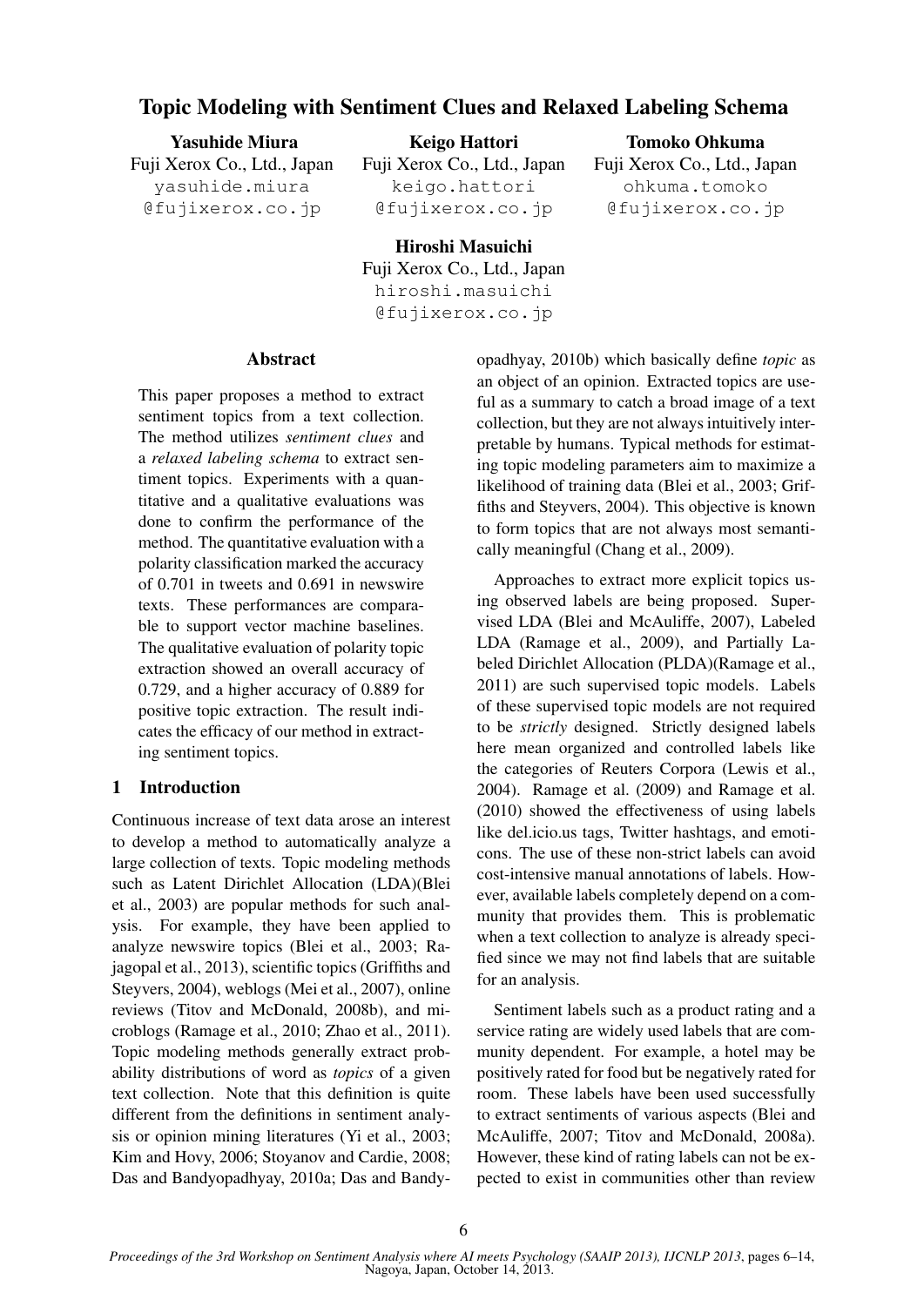# Topic Modeling with Sentiment Clues and Relaxed Labeling Schema

**Yasuhide Miura**
Fuji Xerox Co., Ltd., Japan
yasuhide.miura@fujixerox.co.jp

**Keigo Hattori**
Fuji Xerox Co., Ltd., Japan
keigo.hattori@fujixerox.co.jp

**Tomoko Ohkuma**
Fuji Xerox Co., Ltd., Japan
ohkuma.tomoko@fujixerox.co.jp

**Hiroshi Masuichi**
Fuji Xerox Co., Ltd., Japan
hiroshi.masuichi@fujixerox.co.jp

## Abstract

This paper proposes a method to extract sentiment topics from a text collection. The method utilizes *sentiment clues* and a *relaxed labeling schema* to extract sentiment topics. Experiments with a quantitative and a qualitative evaluations was done to confirm the performance of the method. The quantitative evaluation with a polarity classification marked the accuracy of 0.701 in tweets and 0.691 in newswire texts. These performances are comparable to support vector machine baselines. The qualitative evaluation of polarity topic extraction showed an overall accuracy of 0.729, and a higher accuracy of 0.889 for positive topic extraction. The result indicates the efficacy of our method in extracting sentiment topics.

## 1 Introduction

Continuous increase of text data arose an interest to develop a method to automatically analyze a large collection of texts. Topic modeling methods such as Latent Dirichlet Allocation (LDA)(Blei et al., 2003) are popular methods for such analysis. For example, they have been applied to analyze newswire topics (Blei et al., 2003; Rajagopal et al., 2013), scientific topics (Griffiths and Steyvers, 2004), weblogs (Mei et al., 2007), online reviews (Titov and McDonald, 2008b), and microblogs (Ramage et al., 2010; Zhao et al., 2011). Topic modeling methods generally extract probability distributions of word as *topics* of a given text collection. Note that this definition is quite different from the definitions in sentiment analysis or opinion mining literatures (Yi et al., 2003; Kim and Hovy, 2006; Stoyanov and Cardie, 2008; Das and Bandyopadhyay, 2010a; Das and Bandyopadhyay, 2010b) which basically define *topic* as an object of an opinion. Extracted topics are useful as a summary to catch a broad image of a text collection, but they are not always intuitively interpretable by humans. Typical methods for estimating topic modeling parameters aim to maximize a likelihood of training data (Blei et al., 2003; Griffiths and Steyvers, 2004). This objective is known to form topics that are not always most semantically meaningful (Chang et al., 2009).

Approaches to extract more explicit topics using observed labels are being proposed. Supervised LDA (Blei and McAuliffe, 2007), Labeled LDA (Ramage et al., 2009), and Partially Labeled Dirichlet Allocation (PLDA)(Ramage et al., 2011) are such supervised topic models. Labels of these supervised topic models are not required to be *strictly* designed. Strictly designed labels here mean organized and controlled labels like the categories of Reuters Corpora (Lewis et al., 2004). Ramage et al. (2009) and Ramage et al. (2010) showed the effectiveness of using labels like del.icio.us tags, Twitter hashtags, and emoticons. The use of these non-strict labels can avoid cost-intensive manual annotations of labels. However, available labels completely depend on a community that provides them. This is problematic when a text collection to analyze is already specified since we may not find labels that are suitable for an analysis.

Sentiment labels such as a product rating and a service rating are widely used labels that are community dependent. For example, a hotel may be positively rated for food but be negatively rated for room. These labels have been used successfully to extract sentiments of various aspects (Blei and McAuliffe, 2007; Titov and McDonald, 2008a). However, these kind of rating labels can not be expected to exist in communities other than review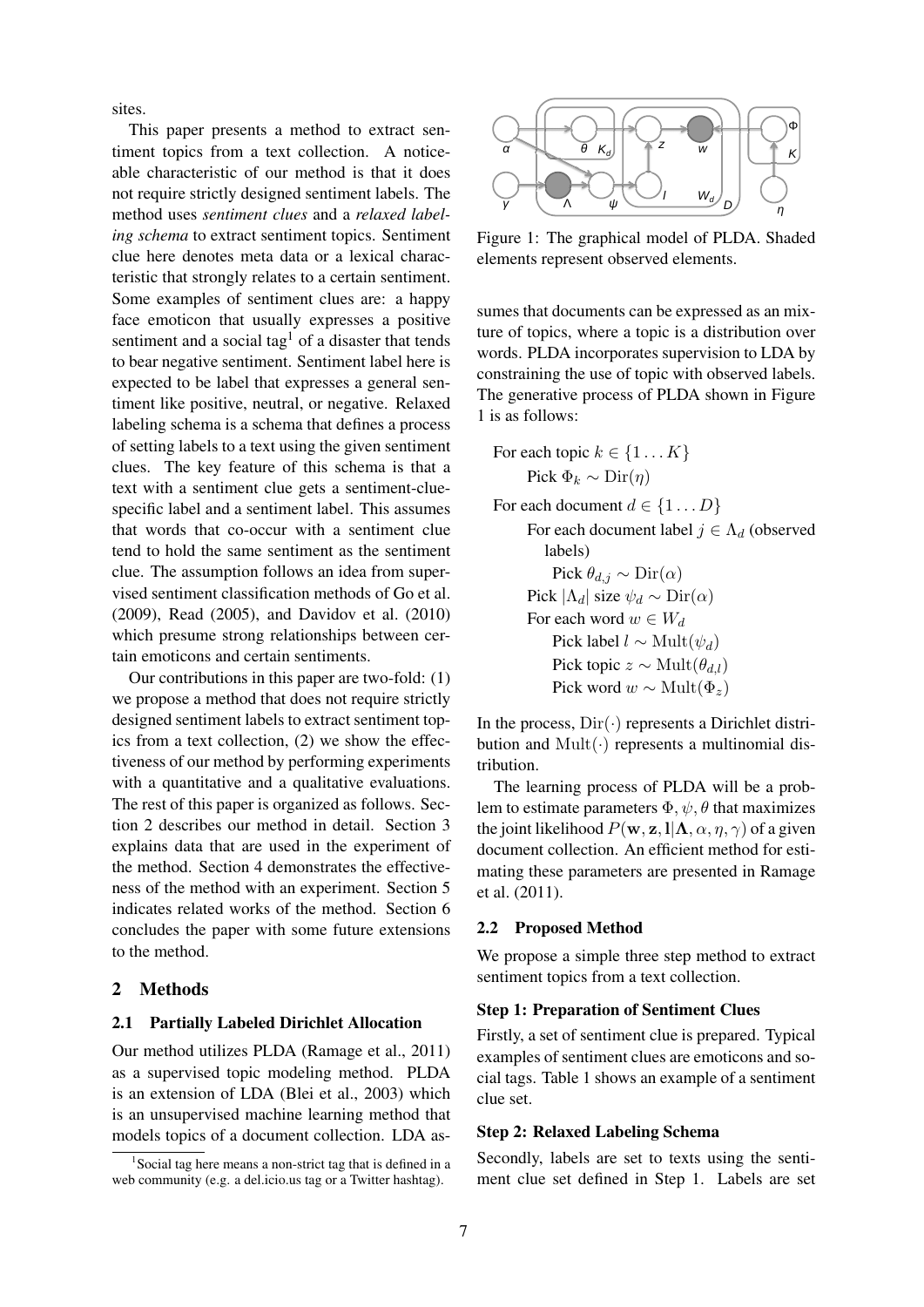sites.

This paper presents a method to extract sentiment topics from a text collection. A noticeable characteristic of our method is that it does not require strictly designed sentiment labels. The method uses *sentiment clues* and a *relaxed labeling schema* to extract sentiment topics. Sentiment clue here denotes meta data or a lexical characteristic that strongly relates to a certain sentiment. Some examples of sentiment clues are: a happy face emoticon that usually expresses a positive sentiment and a social tag[1] of a disaster that tends to bear negative sentiment. Sentiment label here is expected to be label that expresses a general sentiment like positive, neutral, or negative. Relaxed labeling schema is a schema that defines a process of setting labels to a text using the given sentiment clues. The key feature of this schema is that a text with a sentiment clue gets a sentiment-clue-specific label and a sentiment label. This assumes that words that co-occur with a sentiment clue tend to hold the same sentiment as the sentiment clue. The assumption follows an idea from supervised sentiment classification methods of Go et al. (2009), Read (2005), and Davidov et al. (2010) which presume strong relationships between certain emoticons and certain sentiments.

Our contributions in this paper are two-fold: (1) we propose a method that does not require strictly designed sentiment labels to extract sentiment topics from a text collection, (2) we show the effectiveness of our method by performing experiments with a quantitative and a qualitative evaluations. The rest of this paper is organized as follows. Section 2 describes our method in detail. Section 3 explains data that are used in the experiment of the method. Section 4 demonstrates the effectiveness of the method with an experiment. Section 5 indicates related works of the method. Section 6 concludes the paper with some future extensions to the method.

## 2 Methods

### 2.1 Partially Labeled Dirichlet Allocation

Our method utilizes PLDA (Ramage et al., 2011) as a supervised topic modeling method. PLDA is an extension of LDA (Blei et al., 2003) which is an unsupervised machine learning method that models topics of a document collection. LDA assumes that documents can be expressed as a mixture of topics, where a topic is a distribution over words. PLDA incorporates supervision to LDA by constraining the use of topic with observed labels. The generative process of PLDA shown in Figure 1 is as follows:

Figure 1: The graphical model of PLDA. Shaded elements represent observed elements.

For each topic $k \in \{1 \dots K\}$
  Pick $\Phi_k \sim \mathrm{Dir}(\eta)$
For each document $d \in \{1 \dots D\}$
  For each document label $j \in \Lambda_d$ (observed labels)
    Pick $\theta_{d,j} \sim \mathrm{Dir}(\alpha)$
  Pick $|\Lambda_d|$ size $\psi_d \sim \mathrm{Dir}(\alpha)$
  For each word $w \in W_d$
    Pick label $l \sim \mathrm{Mult}(\psi_d)$
    Pick topic $z \sim \mathrm{Mult}(\theta_{d,l})$
    Pick word $w \sim \mathrm{Mult}(\Phi_z)$

In the process, $\mathrm{Dir}(\cdot)$ represents a Dirichlet distribution and $\mathrm{Mult}(\cdot)$ represents a multinomial distribution.

The learning process of PLDA will be a problem to estimate parameters $\Phi, \psi, \theta$ that maximizes the joint likelihood $P(\mathbf{w}, \mathbf{z}, \mathbf{l}|\mathbf{\Lambda}, \alpha, \eta, \gamma)$ of a given document collection. An efficient method for estimating these parameters are presented in Ramage et al. (2011).

### 2.2 Proposed Method

We propose a simple three step method to extract sentiment topics from a text collection.

**Step 1: Preparation of Sentiment Clues**

Firstly, a set of sentiment clue is prepared. Typical examples of sentiment clues are emoticons and social tags. Table 1 shows an example of a sentiment clue set.

**Step 2: Relaxed Labeling Schema**

Secondly, labels are set to texts using the sentiment clue set defined in Step 1. Labels are set

[1] Social tag here means a non-strict tag that is defined in a web community (e.g. a del.icio.us tag or a Twitter hashtag).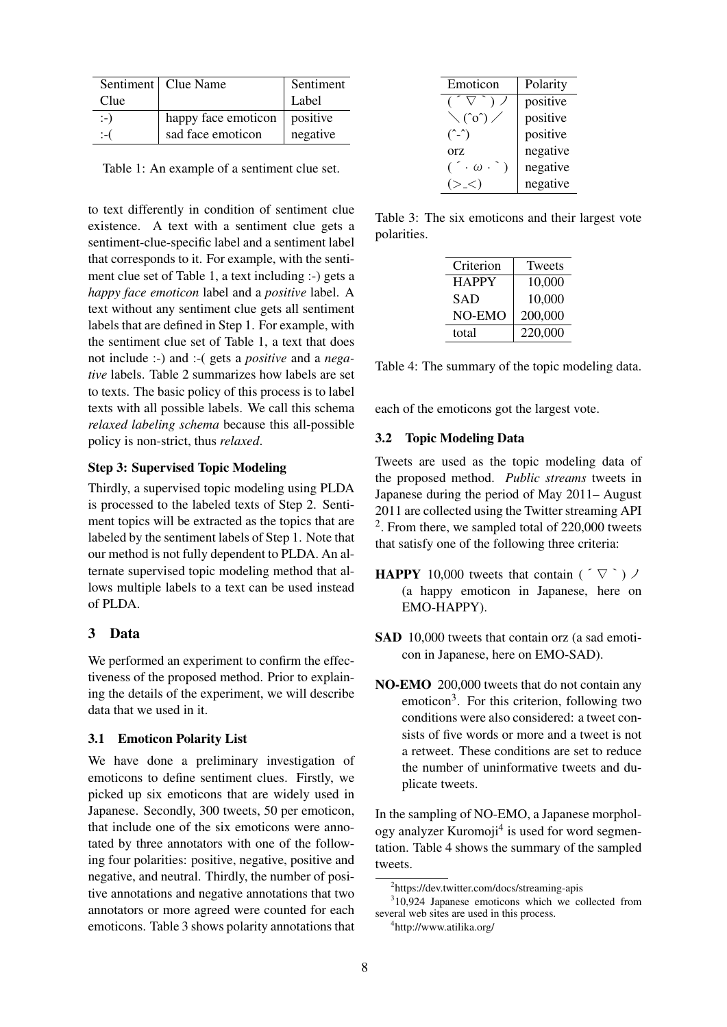| Sentiment Clue | Clue Name | Sentiment Label |
|---|---|---|
| :-) | happy face emoticon | positive |
| :-( | sad face emoticon | negative |

Table 1: An example of a sentiment clue set.

to text differently in condition of sentiment clue existence. A text with a sentiment clue gets a sentiment-clue-specific label and a sentiment label that corresponds to it. For example, with the sentiment clue set of Table 1, a text including :-) gets a *happy face emoticon* label and a *positive* label. A text without any sentiment clue gets all sentiment labels that are defined in Step 1. For example, with the sentiment clue set of Table 1, a text that does not include :-) and :-( gets a *positive* and a *negative* labels. Table 2 summarizes how labels are set to texts. The basic policy of this process is to label texts with all possible labels. We call this schema *relaxed labeling schema* because this all-possible policy is non-strict, thus *relaxed*.

**Step 3: Supervised Topic Modeling**

Thirdly, a supervised topic modeling using PLDA is processed to the labeled texts of Step 2. Sentiment topics will be extracted as the topics that are labeled by the sentiment labels of Step 1. Note that our method is not fully dependent to PLDA. An alternate supervised topic modeling method that allows multiple labels to a text can be used instead of PLDA.

## 3 Data

We performed an experiment to confirm the effectiveness of the proposed method. Prior to explaining the details of the experiment, we will describe data that we used in it.

### 3.1 Emoticon Polarity List

We have done a preliminary investigation of emoticons to define sentiment clues. Firstly, we picked up six emoticons that are widely used in Japanese. Secondly, 300 tweets, 50 per emoticon, that include one of the six emoticons were annotated by three annotators with one of the following four polarities: positive, negative, positive and negative, and neutral. Thirdly, the number of positive annotations and negative annotations that two annotators or more agreed were counted for each emoticons. Table 3 shows polarity annotations that each of the emoticons got the largest vote.

| Emoticon | Polarity |
|---|---|
| ( ´ ▽ ` ) ノ | positive |
| ＼(ˆoˆ)／ | positive |
| (ˆ-ˆ) | positive |
| orz | negative |
| ( ´ · ω · ` ) | negative |
| (>_<) | negative |

Table 3: The six emoticons and their largest vote polarities.

| Criterion | Tweets |
|---|---|
| HAPPY | 10,000 |
| SAD | 10,000 |
| NO-EMO | 200,000 |
| total | 220,000 |

Table 4: The summary of the topic modeling data.

### 3.2 Topic Modeling Data

Tweets are used as the topic modeling data of the proposed method. *Public streams* tweets in Japanese during the period of May 2011– August 2011 are collected using the Twitter streaming API [2]. From there, we sampled total of 220,000 tweets that satisfy one of the following three criteria:

- **HAPPY** 10,000 tweets that contain ( ´ ▽ ` ) ノ (a happy emoticon in Japanese, here on EMO-HAPPY).
- **SAD** 10,000 tweets that contain orz (a sad emoticon in Japanese, here on EMO-SAD).
- **NO-EMO** 200,000 tweets that do not contain any emoticon[3]. For this criterion, following two conditions were also considered: a tweet consists of five words or more and a tweet is not a retweet. These conditions are set to reduce the number of uninformative tweets and duplicate tweets.

In the sampling of NO-EMO, a Japanese morphology analyzer Kuromoji[4] is used for word segmentation. Table 4 shows the summary of the sampled tweets.

[2] https://dev.twitter.com/docs/streaming-apis

[3] 10,924 Japanese emoticons which we collected from several web sites are used in this process.

[4] http://www.atilika.org/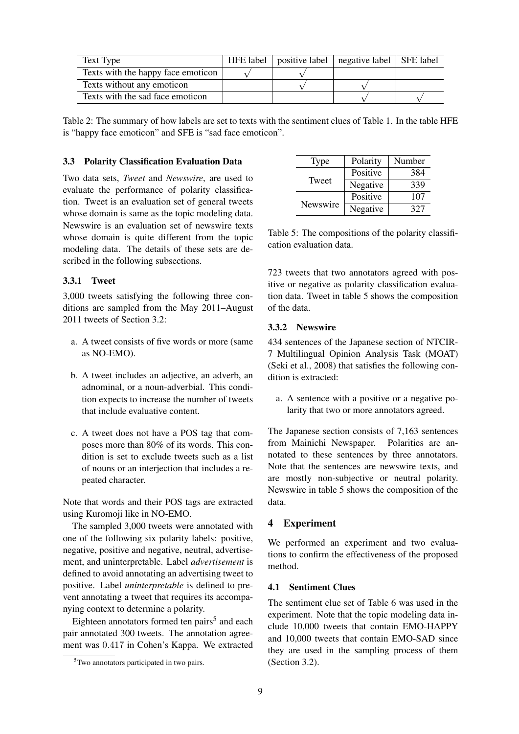| Text Type | HFE label | positive label | negative label | SFE label |
|---|---|---|---|---|
| Texts with the happy face emoticon | √ | √ | | |
| Texts without any emoticon | | √ | √ | |
| Texts with the sad face emoticon | | | √ | √ |

Table 2: The summary of how labels are set to texts with the sentiment clues of Table 1. In the table HFE is "happy face emoticon" and SFE is "sad face emoticon".

### 3.3 Polarity Classification Evaluation Data

Two data sets, *Tweet* and *Newswire*, are used to evaluate the performance of polarity classification. Tweet is an evaluation set of general tweets whose domain is same as the topic modeling data. Newswire is an evaluation set of newswire texts whose domain is quite different from the topic modeling data. The details of these sets are described in the following subsections.

#### 3.3.1 Tweet

3,000 tweets satisfying the following three conditions are sampled from the May 2011–August 2011 tweets of Section 3.2:

a. A tweet consists of five words or more (same as NO-EMO).

b. A tweet includes an adjective, an adverb, an adnominal, or a noun-adverbial. This condition expects to increase the number of tweets that include evaluative content.

c. A tweet does not have a POS tag that composes more than 80% of its words. This condition is set to exclude tweets such as a list of nouns or an interjection that includes a repeated character.

Note that words and their POS tags are extracted using Kuromoji like in NO-EMO.

The sampled 3,000 tweets were annotated with one of the following six polarity labels: positive, negative, positive and negative, neutral, advertisement, and uninterpretable. Label *advertisement* is defined to avoid annotating an advertising tweet to positive. Label *uninterpretable* is defined to prevent annotating a tweet that requires its accompanying context to determine a polarity.

Eighteen annotators formed ten pairs[5] and each pair annotated 300 tweets. The annotation agreement was 0.417 in Cohen's Kappa. We extracted 723 tweets that two annotators agreed with positive or negative as polarity classification evaluation data. Tweet in table 5 shows the composition of the data.

[5] Two annotators participated in two pairs.

| Type | Polarity | Number |
|---|---|---|
| Tweet | Positive | 384 |
| | Negative | 339 |
| Newswire | Positive | 107 |
| | Negative | 327 |

Table 5: The compositions of the polarity classification evaluation data.

#### 3.3.2 Newswire

434 sentences of the Japanese section of NTCIR-7 Multilingual Opinion Analysis Task (MOAT) (Seki et al., 2008) that satisfies the following condition is extracted:

a. A sentence with a positive or a negative polarity that two or more annotators agreed.

The Japanese section consists of 7,163 sentences from Mainichi Newspaper. Polarities are annotated to these sentences by three annotators. Note that the sentences are newswire texts, and are mostly non-subjective or neutral polarity. Newswire in table 5 shows the composition of the data.

## 4 Experiment

We performed an experiment and two evaluations to confirm the effectiveness of the proposed method.

### 4.1 Sentiment Clues

The sentiment clue set of Table 6 was used in the experiment. Note that the topic modeling data include 10,000 tweets that contain EMO-HAPPY and 10,000 tweets that contain EMO-SAD since they are used in the sampling process of them (Section 3.2).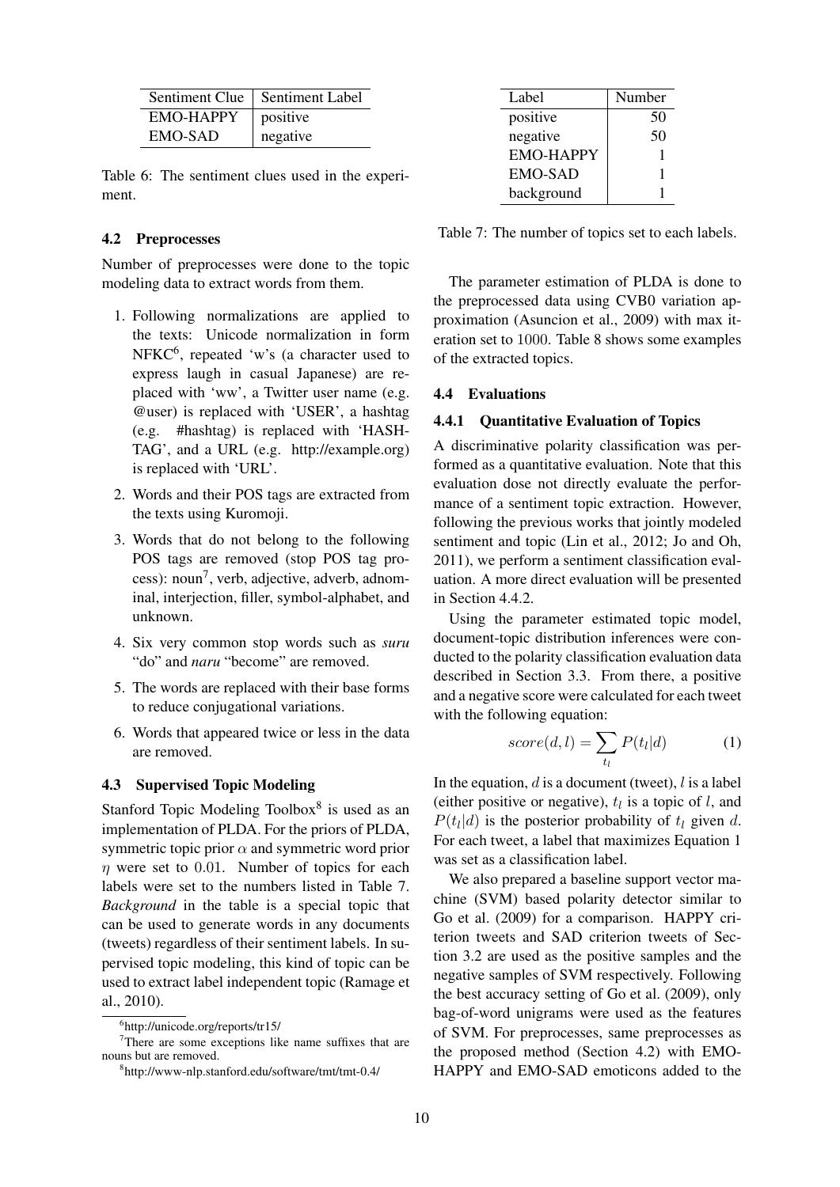| Sentiment Clue | Sentiment Label |
| --- | --- |
| EMO-HAPPY | positive |
| EMO-SAD | negative |

Table 6: The sentiment clues used in the experiment.

### 4.2 Preprocesses

Number of preprocesses were done to the topic modeling data to extract words from them.

1. Following normalizations are applied to the texts: Unicode normalization in form NFKC[6], repeated 'w's (a character used to express laugh in casual Japanese) are replaced with 'ww', a Twitter user name (e.g. @user) is replaced with 'USER', a hashtag (e.g. #hashtag) is replaced with 'HASHTAG', and a URL (e.g. http://example.org) is replaced with 'URL'.
2. Words and their POS tags are extracted from the texts using Kuromoji.
3. Words that do not belong to the following POS tags are removed (stop POS tag process): noun[7], verb, adjective, adverb, adnominal, interjection, filler, symbol-alphabet, and unknown.
4. Six very common stop words such as *suru* "do" and *naru* "become" are removed.
5. The words are replaced with their base forms to reduce conjugational variations.
6. Words that appeared twice or less in the data are removed.

### 4.3 Supervised Topic Modeling

Stanford Topic Modeling Toolbox[8] is used as an implementation of PLDA. For the priors of PLDA, symmetric topic prior $\alpha$ and symmetric word prior $\eta$ were set to 0.01. Number of topics for each labels were set to the numbers listed in Table 7. *Background* in the table is a special topic that can be used to generate words in any documents (tweets) regardless of their sentiment labels. In supervised topic modeling, this kind of topic can be used to extract label independent topic (Ramage et al., 2010).

[6] http://unicode.org/reports/tr15/

[7] There are some exceptions like name suffixes that are nouns but are removed.

[8] http://www-nlp.stanford.edu/software/tmt/tmt-0.4/

| Label | Number |
| --- | --- |
| positive | 50 |
| negative | 50 |
| EMO-HAPPY | 1 |
| EMO-SAD | 1 |
| background | 1 |

Table 7: The number of topics set to each labels.

The parameter estimation of PLDA is done to the preprocessed data using CVB0 variation approximation (Asuncion et al., 2009) with max iteration set to 1000. Table 8 shows some examples of the extracted topics.

### 4.4 Evaluations

#### 4.4.1 Quantitative Evaluation of Topics

A discriminative polarity classification was performed as a quantitative evaluation. Note that this evaluation dose not directly evaluate the performance of a sentiment topic extraction. However, following the previous works that jointly modeled sentiment and topic (Lin et al., 2012; Jo and Oh, 2011), we perform a sentiment classification evaluation. A more direct evaluation will be presented in Section 4.4.2.

Using the parameter estimated topic model, document-topic distribution inferences were conducted to the polarity classification evaluation data described in Section 3.3. From there, a positive and a negative score were calculated for each tweet with the following equation:

$$score(d, l) = \sum_{t_l} P(t_l|d) \tag{1}$$

In the equation, $d$ is a document (tweet), $l$ is a label (either positive or negative), $t_l$ is a topic of $l$, and $P(t_l|d)$ is the posterior probability of $t_l$ given $d$. For each tweet, a label that maximizes Equation 1 was set as a classification label.

We also prepared a baseline support vector machine (SVM) based polarity detector similar to Go et al. (2009) for a comparison. HAPPY criterion tweets and SAD criterion tweets of Section 3.2 are used as the positive samples and the negative samples of SVM respectively. Following the best accuracy setting of Go et al. (2009), only bag-of-word unigrams were used as the features of SVM. For preprocesses, same preprocesses as the proposed method (Section 4.2) with EMO-HAPPY and EMO-SAD emoticons added to the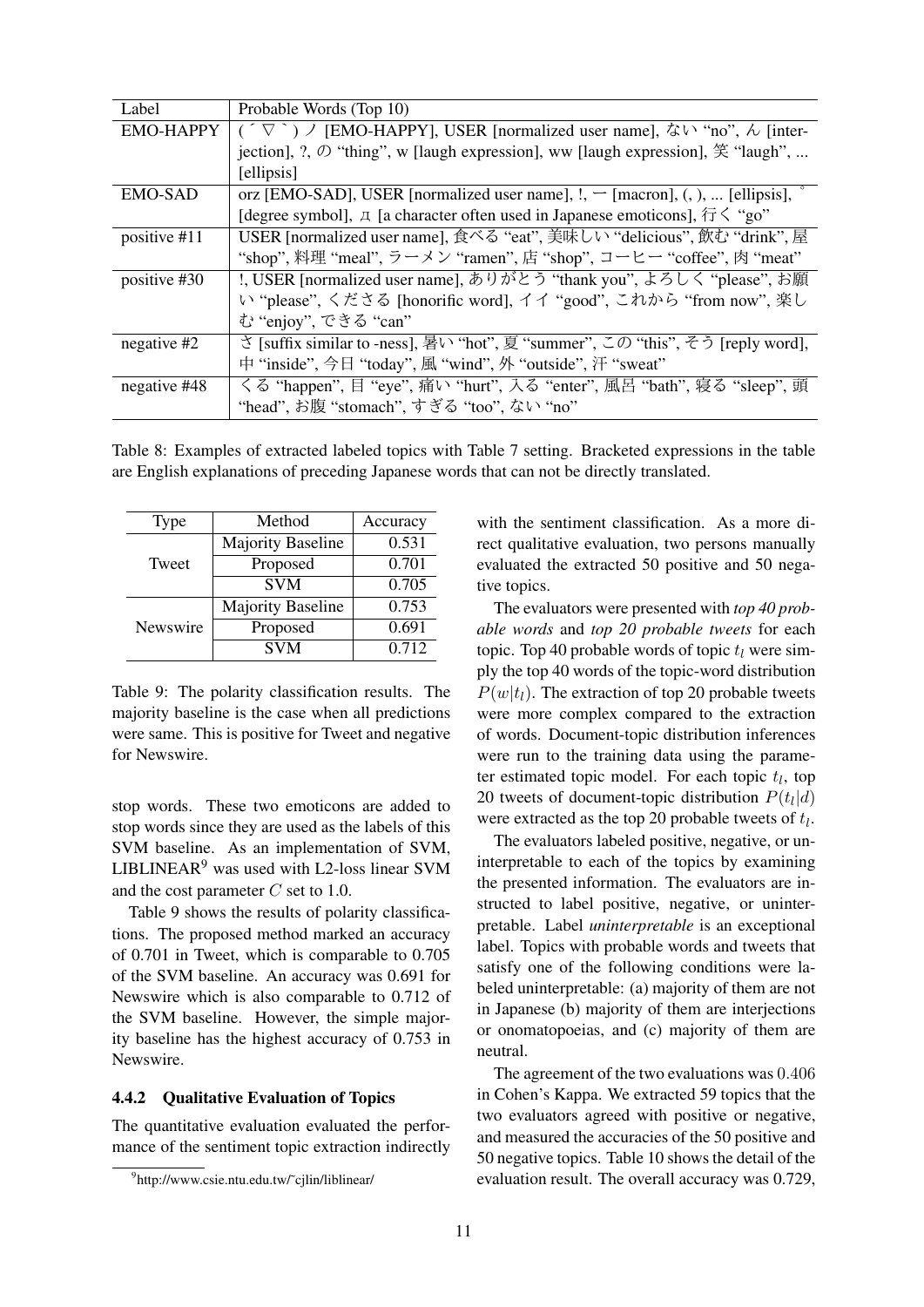| Label | Probable Words (Top 10) |
|---|---|
| EMO-HAPPY | ( ´ ▽ ` ) ノ [EMO-HAPPY], USER [normalized user name], ない "no", ん [interjection], ?, の "thing", w [laugh expression], ww [laugh expression], 笑 "laugh", ... [ellipsis] |
| EMO-SAD | orz [EMO-SAD], USER [normalized user name], !, ー [macron], (, ), ... [ellipsis], ° [degree symbol], д [a character often used in Japanese emoticons], 行く "go" |
| positive #11 | USER [normalized user name], 食べる "eat", 美味しい "delicious", 飲む "drink", 屋 "shop", 料理 "meal", ラーメン "ramen", 店 "shop", コーヒー "coffee", 肉 "meat" |
| positive #30 | !, USER [normalized user name], ありがとう "thank you", よろしく "please", お願い "please", くださる [honorific word], イイ "good", これから "from now", 楽しむ "enjoy", できる "can" |
| negative #2 | さ [suffix similar to -ness], 暑い "hot", 夏 "summer", この "this", そう [reply word], 中 "inside", 今日 "today", 風 "wind", 外 "outside", 汗 "sweat" |
| negative #48 | くる "happen", 目 "eye", 痛い "hurt", 入る "enter", 風呂 "bath", 寝る "sleep", 頭 "head", お腹 "stomach", すぎる "too", ない "no" |

Table 8: Examples of extracted labeled topics with Table 7 setting. Bracketed expressions in the table are English explanations of preceding Japanese words that can not be directly translated.

| Type | Method | Accuracy |
|---|---|---|
| Tweet | Majority Baseline | 0.531 |
| | Proposed | 0.701 |
| | SVM | 0.705 |
| Newswire | Majority Baseline | 0.753 |
| | Proposed | 0.691 |
| | SVM | 0.712 |

Table 9: The polarity classification results. The majority baseline is the case when all predictions were same. This is positive for Tweet and negative for Newswire.

stop words. These two emoticons are added to stop words since they are used as the labels of this SVM baseline. As an implementation of SVM, LIBLINEAR[9] was used with L2-loss linear SVM and the cost parameter $C$ set to 1.0.

Table 9 shows the results of polarity classifications. The proposed method marked an accuracy of 0.701 in Tweet, which is comparable to 0.705 of the SVM baseline. An accuracy was 0.691 for Newswire which is also comparable to 0.712 of the SVM baseline. However, the simple majority baseline has the highest accuracy of 0.753 in Newswire.

#### 4.4.2 Qualitative Evaluation of Topics

The quantitative evaluation evaluated the performance of the sentiment topic extraction indirectly with the sentiment classification. As a more direct qualitative evaluation, two persons manually evaluated the extracted 50 positive and 50 negative topics.

The evaluators were presented with *top 40 probable words* and *top 20 probable tweets* for each topic. Top 40 probable words of topic $t_l$ were simply the top 40 words of the topic-word distribution $P(w|t_l)$. The extraction of top 20 probable tweets were more complex compared to the extraction of words. Document-topic distribution inferences were run to the training data using the parameter estimated topic model. For each topic $t_l$, top 20 tweets of document-topic distribution $P(t_l|d)$ were extracted as the top 20 probable tweets of $t_l$.

The evaluators labeled positive, negative, or uninterpretable to each of the topics by examining the presented information. The evaluators are instructed to label positive, negative, or uninterpretable. Label *uninterpretable* is an exceptional label. Topics with probable words and tweets that satisfy one of the following conditions were labeled uninterpretable: (a) majority of them are not in Japanese (b) majority of them are interjections or onomatopoeias, and (c) majority of them are neutral.

The agreement of the two evaluations was $0.406$ in Cohen's Kappa. We extracted 59 topics that the two evaluators agreed with positive or negative, and measured the accuracies of the 50 positive and 50 negative topics. Table 10 shows the detail of the evaluation result. The overall accuracy was 0.729,

[9] http://www.csie.ntu.edu.tw/~cjlin/liblinear/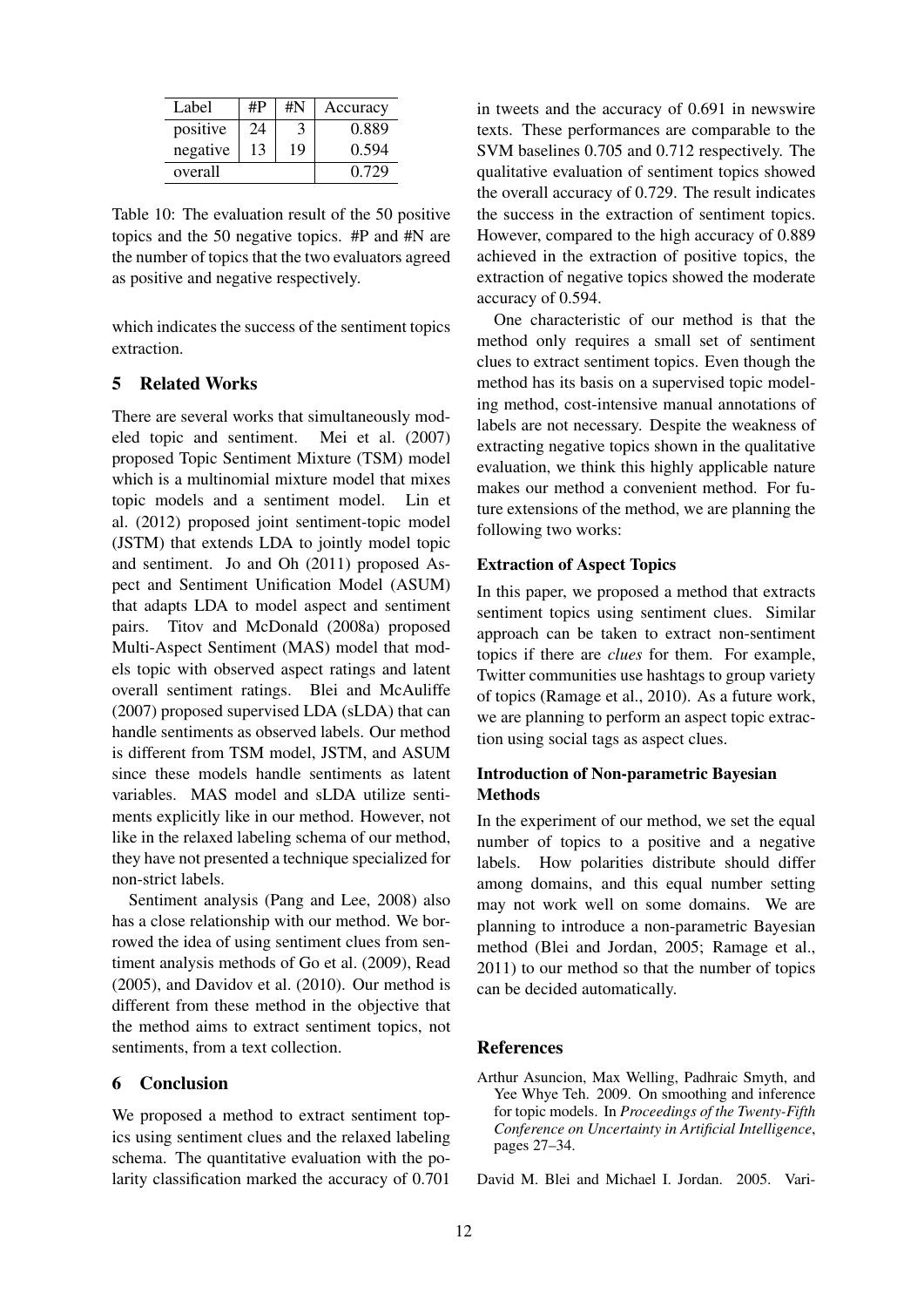| Label | #P | #N | Accuracy |
|---|---|---|---|
| positive | 24 | 3 | 0.889 |
| negative | 13 | 19 | 0.594 |
| overall | | | 0.729 |

Table 10: The evaluation result of the 50 positive topics and the 50 negative topics. #P and #N are the number of topics that the two evaluators agreed as positive and negative respectively.

which indicates the success of the sentiment topics extraction.

## 5 Related Works

There are several works that simultaneously modeled topic and sentiment. Mei et al. (2007) proposed Topic Sentiment Mixture (TSM) model which is a multinomial mixture model that mixes topic models and a sentiment model. Lin et al. (2012) proposed joint sentiment-topic model (JSTM) that extends LDA to jointly model topic and sentiment. Jo and Oh (2011) proposed Aspect and Sentiment Unification Model (ASUM) that adapts LDA to model aspect and sentiment pairs. Titov and McDonald (2008a) proposed Multi-Aspect Sentiment (MAS) model that models topic with observed aspect ratings and latent overall sentiment ratings. Blei and McAuliffe (2007) proposed supervised LDA (sLDA) that can handle sentiments as observed labels. Our method is different from TSM model, JSTM, and ASUM since these models handle sentiments as latent variables. MAS model and sLDA utilize sentiments explicitly like in our method. However, not like in the relaxed labeling schema of our method, they have not presented a technique specialized for non-strict labels.

Sentiment analysis (Pang and Lee, 2008) also has a close relationship with our method. We borrowed the idea of using sentiment clues from sentiment analysis methods of Go et al. (2009), Read (2005), and Davidov et al. (2010). Our method is different from these method in the objective that the method aims to extract sentiment topics, not sentiments, from a text collection.

## 6 Conclusion

We proposed a method to extract sentiment topics using sentiment clues and the relaxed labeling schema. The quantitative evaluation with the polarity classification marked the accuracy of 0.701 in tweets and the accuracy of 0.691 in newswire texts. These performances are comparable to the SVM baselines 0.705 and 0.712 respectively. The qualitative evaluation of sentiment topics showed the overall accuracy of 0.729. The result indicates the success in the extraction of sentiment topics. However, compared to the high accuracy of 0.889 achieved in the extraction of positive topics, the extraction of negative topics showed the moderate accuracy of 0.594.

One characteristic of our method is that the method only requires a small set of sentiment clues to extract sentiment topics. Even though the method has its basis on a supervised topic modeling method, cost-intensive manual annotations of labels are not necessary. Despite the weakness of extracting negative topics shown in the qualitative evaluation, we think this highly applicable nature makes our method a convenient method. For future extensions of the method, we are planning the following two works:

### Extraction of Aspect Topics

In this paper, we proposed a method that extracts sentiment topics using sentiment clues. Similar approach can be taken to extract non-sentiment topics if there are *clues* for them. For example, Twitter communities use hashtags to group variety of topics (Ramage et al., 2010). As a future work, we are planning to perform an aspect topic extraction using social tags as aspect clues.

### Introduction of Non-parametric Bayesian Methods

In the experiment of our method, we set the equal number of topics to a positive and a negative labels. How polarities distribute should differ among domains, and this equal number setting may not work well on some domains. We are planning to introduce a non-parametric Bayesian method (Blei and Jordan, 2005; Ramage et al., 2011) to our method so that the number of topics can be decided automatically.

## References

Arthur Asuncion, Max Welling, Padhraic Smyth, and Yee Whye Teh. 2009. On smoothing and inference for topic models. In *Proceedings of the Twenty-Fifth Conference on Uncertainty in Artificial Intelligence*, pages 27–34.

David M. Blei and Michael I. Jordan. 2005. Vari-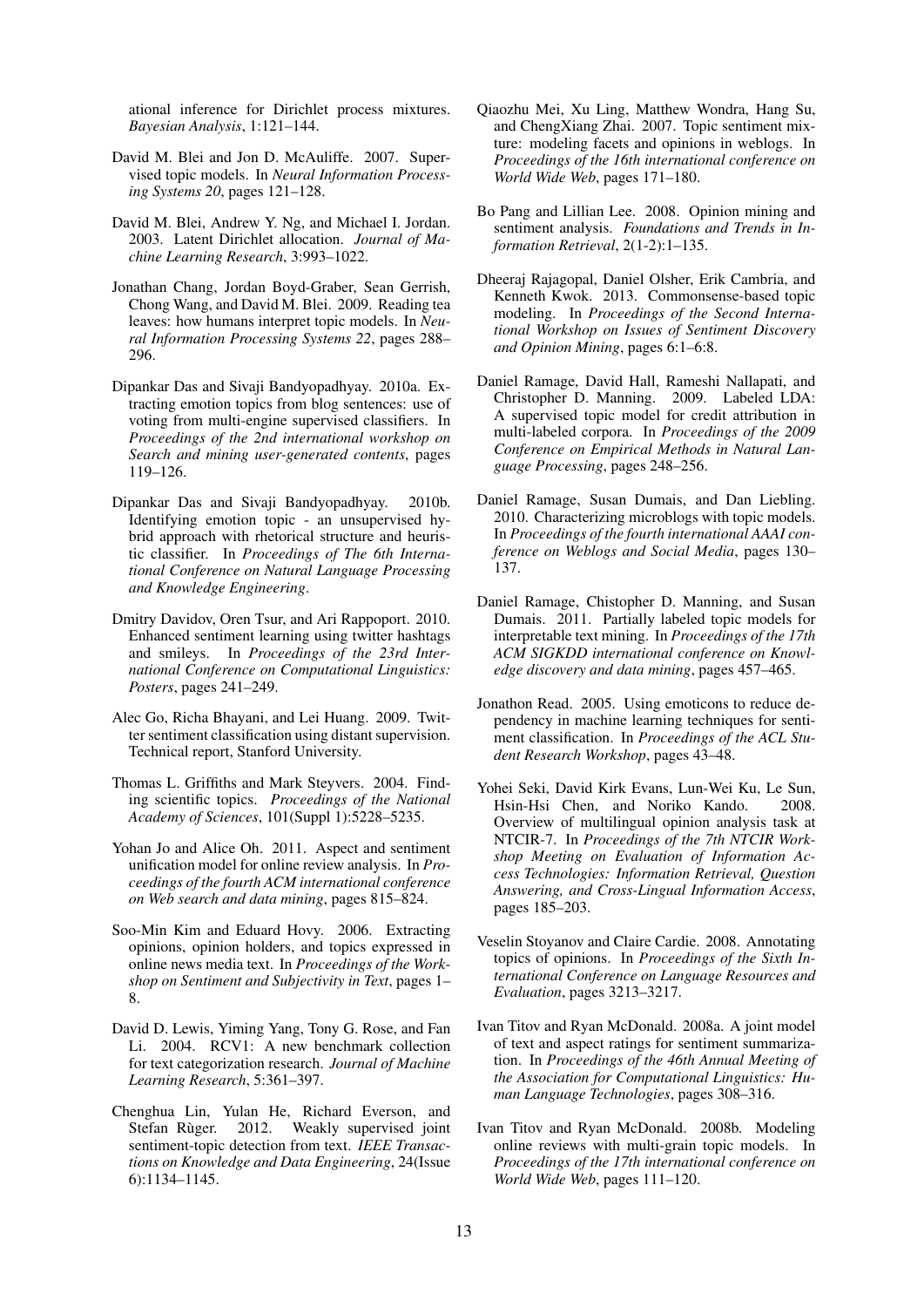ational inference for Dirichlet process mixtures. *Bayesian Analysis*, 1:121–144.

David M. Blei and Jon D. McAuliffe. 2007. Supervised topic models. In *Neural Information Processing Systems 20*, pages 121–128.

David M. Blei, Andrew Y. Ng, and Michael I. Jordan. 2003. Latent Dirichlet allocation. *Journal of Machine Learning Research*, 3:993–1022.

Jonathan Chang, Jordan Boyd-Graber, Sean Gerrish, Chong Wang, and David M. Blei. 2009. Reading tea leaves: how humans interpret topic models. In *Neural Information Processing Systems 22*, pages 288–296.

Dipankar Das and Sivaji Bandyopadhyay. 2010a. Extracting emotion topics from blog sentences: use of voting from multi-engine supervised classifiers. In *Proceedings of the 2nd international workshop on Search and mining user-generated contents*, pages 119–126.

Dipankar Das and Sivaji Bandyopadhyay. 2010b. Identifying emotion topic - an unsupervised hybrid approach with rhetorical structure and heuristic classifier. In *Proceedings of The 6th International Conference on Natural Language Processing and Knowledge Engineering*.

Dmitry Davidov, Oren Tsur, and Ari Rappoport. 2010. Enhanced sentiment learning using twitter hashtags and smileys. In *Proceedings of the 23rd International Conference on Computational Linguistics: Posters*, pages 241–249.

Alec Go, Richa Bhayani, and Lei Huang. 2009. Twitter sentiment classification using distant supervision. Technical report, Stanford University.

Thomas L. Griffiths and Mark Steyvers. 2004. Finding scientific topics. *Proceedings of the National Academy of Sciences*, 101(Suppl 1):5228–5235.

Yohan Jo and Alice Oh. 2011. Aspect and sentiment unification model for online review analysis. In *Proceedings of the fourth ACM international conference on Web search and data mining*, pages 815–824.

Soo-Min Kim and Eduard Hovy. 2006. Extracting opinions, opinion holders, and topics expressed in online news media text. In *Proceedings of the Workshop on Sentiment and Subjectivity in Text*, pages 1–8.

David D. Lewis, Yiming Yang, Tony G. Rose, and Fan Li. 2004. RCV1: A new benchmark collection for text categorization research. *Journal of Machine Learning Research*, 5:361–397.

Chenghua Lin, Yulan He, Richard Everson, and Stefan Rùger. 2012. Weakly supervised joint sentiment-topic detection from text. *IEEE Transactions on Knowledge and Data Engineering*, 24(Issue 6):1134–1145.

Qiaozhu Mei, Xu Ling, Matthew Wondra, Hang Su, and ChengXiang Zhai. 2007. Topic sentiment mixture: modeling facets and opinions in weblogs. In *Proceedings of the 16th international conference on World Wide Web*, pages 171–180.

Bo Pang and Lillian Lee. 2008. Opinion mining and sentiment analysis. *Foundations and Trends in Information Retrieval*, 2(1-2):1–135.

Dheeraj Rajagopal, Daniel Olsher, Erik Cambria, and Kenneth Kwok. 2013. Commonsense-based topic modeling. In *Proceedings of the Second International Workshop on Issues of Sentiment Discovery and Opinion Mining*, pages 6:1–6:8.

Daniel Ramage, David Hall, Rameshi Nallapati, and Christopher D. Manning. 2009. Labeled LDA: A supervised topic model for credit attribution in multi-labeled corpora. In *Proceedings of the 2009 Conference on Empirical Methods in Natural Language Processing*, pages 248–256.

Daniel Ramage, Susan Dumais, and Dan Liebling. 2010. Characterizing microblogs with topic models. In *Proceedings of the fourth international AAAI conference on Weblogs and Social Media*, pages 130–137.

Daniel Ramage, Chistopher D. Manning, and Susan Dumais. 2011. Partially labeled topic models for interpretable text mining. In *Proceedings of the 17th ACM SIGKDD international conference on Knowledge discovery and data mining*, pages 457–465.

Jonathon Read. 2005. Using emoticons to reduce dependency in machine learning techniques for sentiment classification. In *Proceedings of the ACL Student Research Workshop*, pages 43–48.

Yohei Seki, David Kirk Evans, Lun-Wei Ku, Le Sun, Hsin-Hsi Chen, and Noriko Kando. 2008. Overview of multilingual opinion analysis task at NTCIR-7. In *Proceedings of the 7th NTCIR Workshop Meeting on Evaluation of Information Access Technologies: Information Retrieval, Question Answering, and Cross-Lingual Information Access*, pages 185–203.

Veselin Stoyanov and Claire Cardie. 2008. Annotating topics of opinions. In *Proceedings of the Sixth International Conference on Language Resources and Evaluation*, pages 3213–3217.

Ivan Titov and Ryan McDonald. 2008a. A joint model of text and aspect ratings for sentiment summarization. In *Proceedings of the 46th Annual Meeting of the Association for Computational Linguistics: Human Language Technologies*, pages 308–316.

Ivan Titov and Ryan McDonald. 2008b. Modeling online reviews with multi-grain topic models. In *Proceedings of the 17th international conference on World Wide Web*, pages 111–120.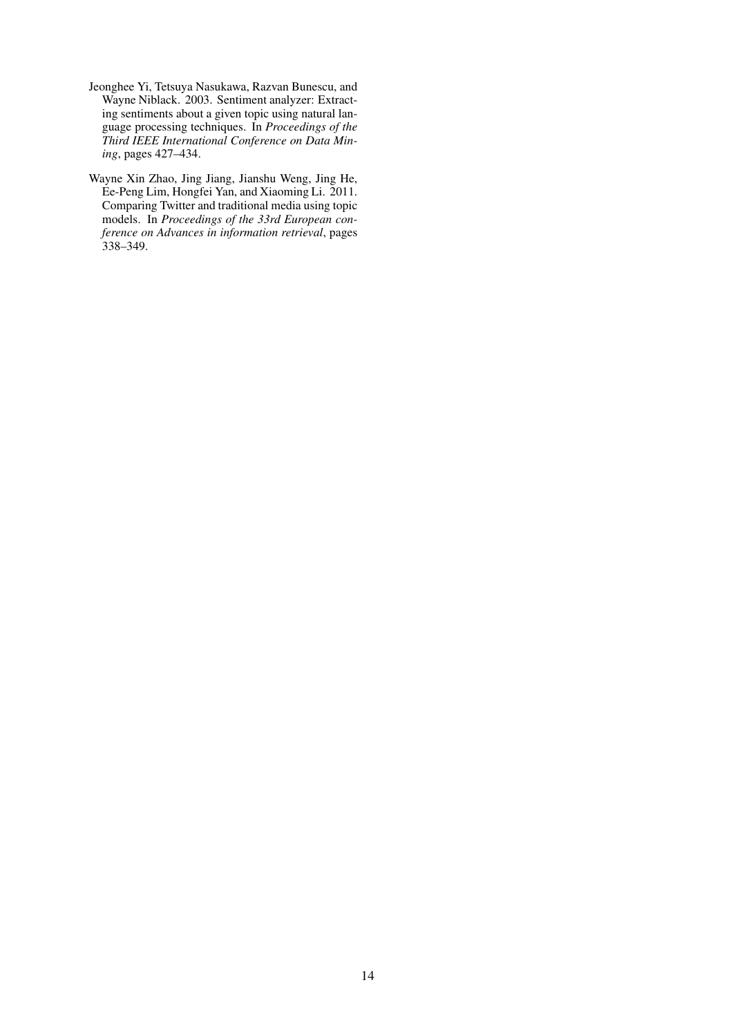Jeonghee Yi, Tetsuya Nasukawa, Razvan Bunescu, and Wayne Niblack. 2003. Sentiment analyzer: Extracting sentiments about a given topic using natural language processing techniques. In *Proceedings of the Third IEEE International Conference on Data Mining*, pages 427–434.

Wayne Xin Zhao, Jing Jiang, Jianshu Weng, Jing He, Ee-Peng Lim, Hongfei Yan, and Xiaoming Li. 2011. Comparing Twitter and traditional media using topic models. In *Proceedings of the 33rd European conference on Advances in information retrieval*, pages 338–349.